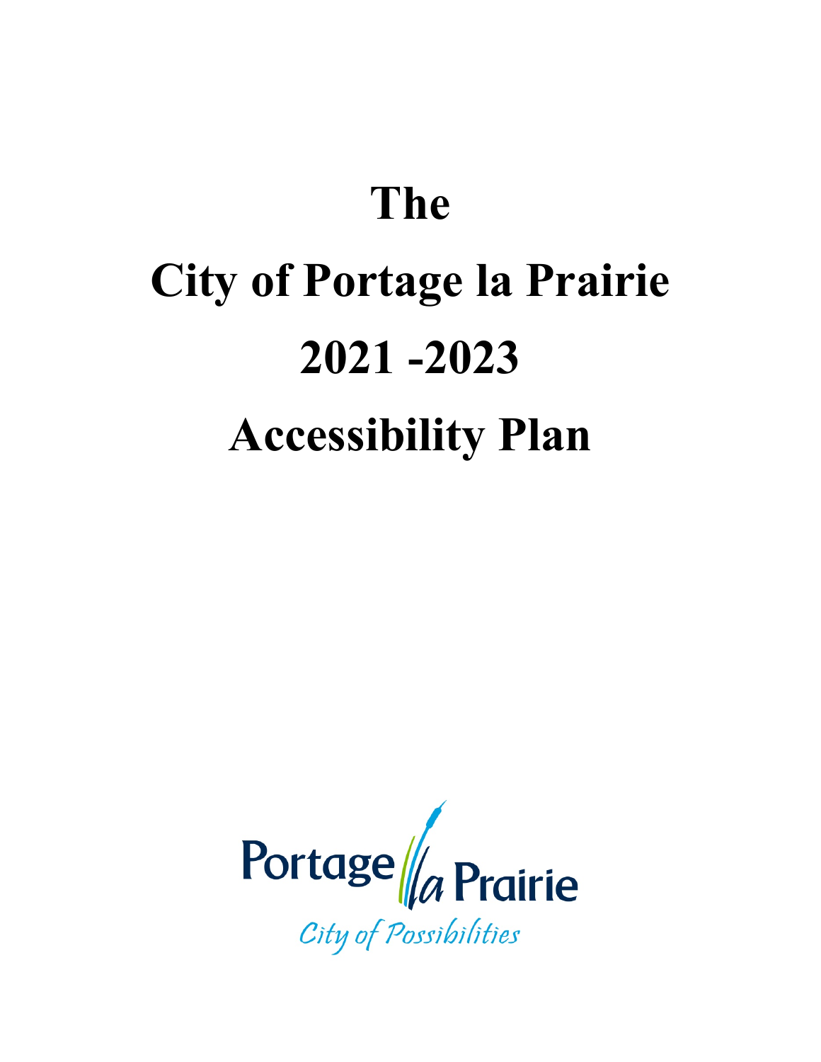# The

# City of Portage la Prairie

# 2021 -2023

# Accessibility Plan

Portage la Prairie

City of Possibilities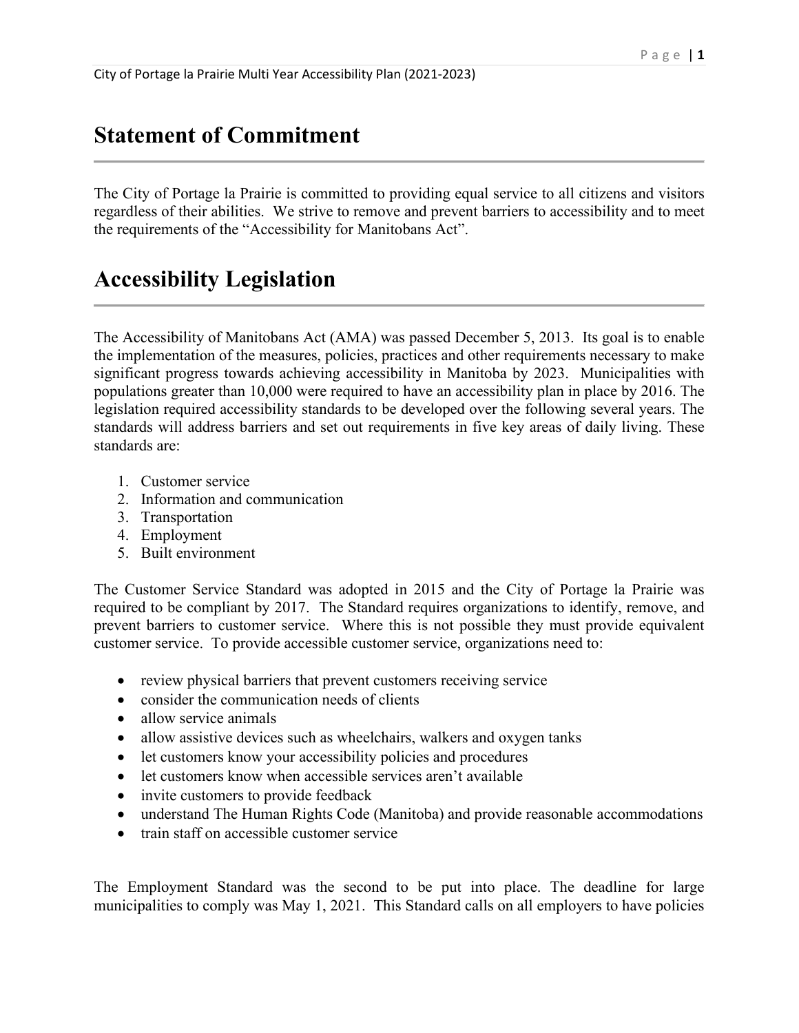# Statement of Commitment

The City of Portage la Prairie is committed to providing equal service to all citizens and visitors regardless of their abilities. We strive to remove and prevent barriers to accessibility and to meet the requirements of the "Accessibility for Manitobans Act".

# Accessibility Legislation

The Accessibility of Manitobans Act (AMA) was passed December 5, 2013. Its goal is to enable the implementation of the measures, policies, practices and other requirements necessary to make significant progress towards achieving accessibility in Manitoba by 2023. Municipalities with populations greater than 10,000 were required to have an accessibility plan in place by 2016. The legislation required accessibility standards to be developed over the following several years. The standards will address barriers and set out requirements in five key areas of daily living. These standards are:

1. Customer service
2. Information and communication
3. Transportation
4. Employment
5. Built environment

The Customer Service Standard was adopted in 2015 and the City of Portage la Prairie was required to be compliant by 2017. The Standard requires organizations to identify, remove, and prevent barriers to customer service. Where this is not possible they must provide equivalent customer service. To provide accessible customer service, organizations need to:

- review physical barriers that prevent customers receiving service
- consider the communication needs of clients
- allow service animals
- allow assistive devices such as wheelchairs, walkers and oxygen tanks
- let customers know your accessibility policies and procedures
- let customers know when accessible services aren't available
- invite customers to provide feedback
- understand The Human Rights Code (Manitoba) and provide reasonable accommodations
- train staff on accessible customer service

The Employment Standard was the second to be put into place. The deadline for large municipalities to comply was May 1, 2021. This Standard calls on all employers to have policies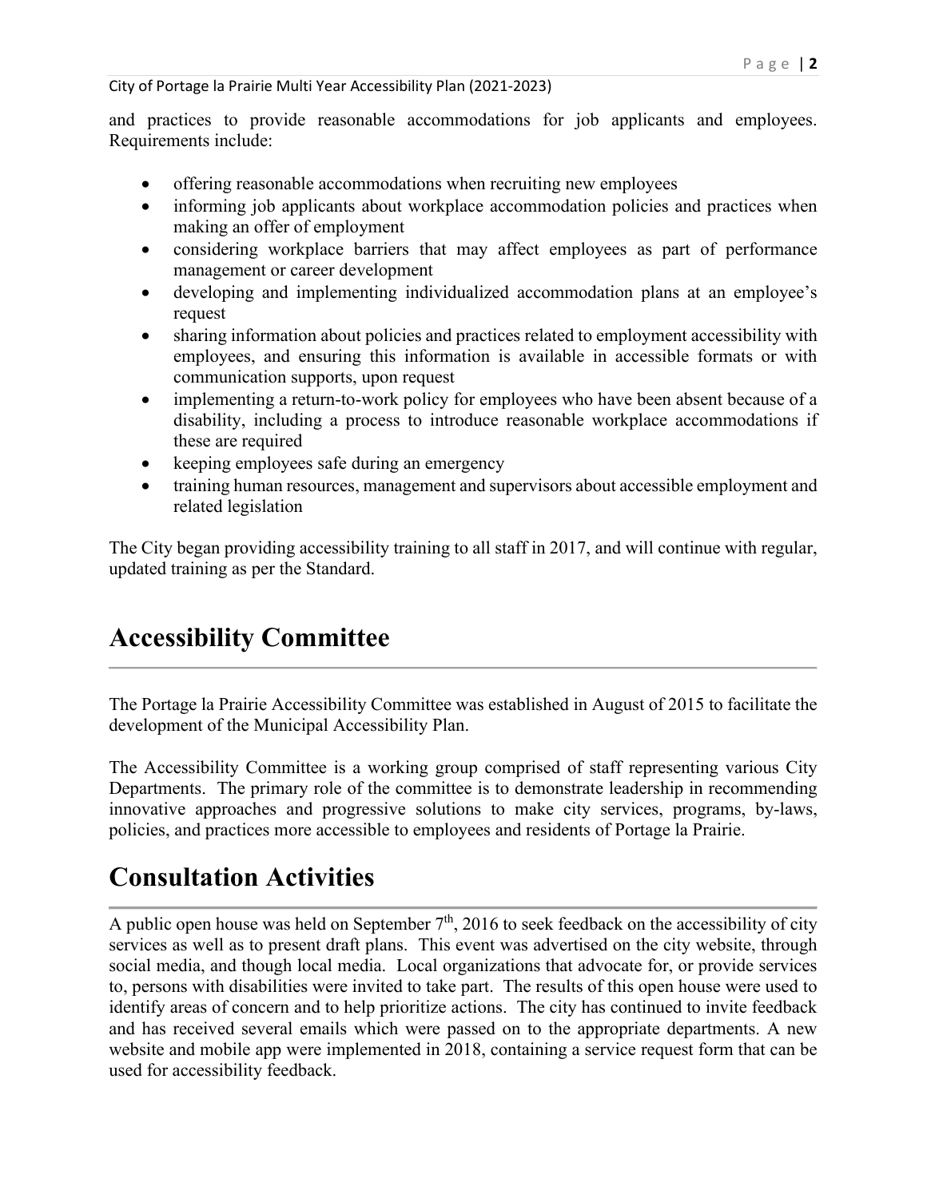and practices to provide reasonable accommodations for job applicants and employees. Requirements include:

- offering reasonable accommodations when recruiting new employees
- informing job applicants about workplace accommodation policies and practices when making an offer of employment
- considering workplace barriers that may affect employees as part of performance management or career development
- developing and implementing individualized accommodation plans at an employee's request
- sharing information about policies and practices related to employment accessibility with employees, and ensuring this information is available in accessible formats or with communication supports, upon request
- implementing a return-to-work policy for employees who have been absent because of a disability, including a process to introduce reasonable workplace accommodations if these are required
- keeping employees safe during an emergency
- training human resources, management and supervisors about accessible employment and related legislation

The City began providing accessibility training to all staff in 2017, and will continue with regular, updated training as per the Standard.

# Accessibility Committee

The Portage la Prairie Accessibility Committee was established in August of 2015 to facilitate the development of the Municipal Accessibility Plan.

The Accessibility Committee is a working group comprised of staff representing various City Departments. The primary role of the committee is to demonstrate leadership in recommending innovative approaches and progressive solutions to make city services, programs, by-laws, policies, and practices more accessible to employees and residents of Portage la Prairie.

# Consultation Activities

A public open house was held on September 7th, 2016 to seek feedback on the accessibility of city services as well as to present draft plans. This event was advertised on the city website, through social media, and though local media. Local organizations that advocate for, or provide services to, persons with disabilities were invited to take part. The results of this open house were used to identify areas of concern and to help prioritize actions. The city has continued to invite feedback and has received several emails which were passed on to the appropriate departments. A new website and mobile app were implemented in 2018, containing a service request form that can be used for accessibility feedback.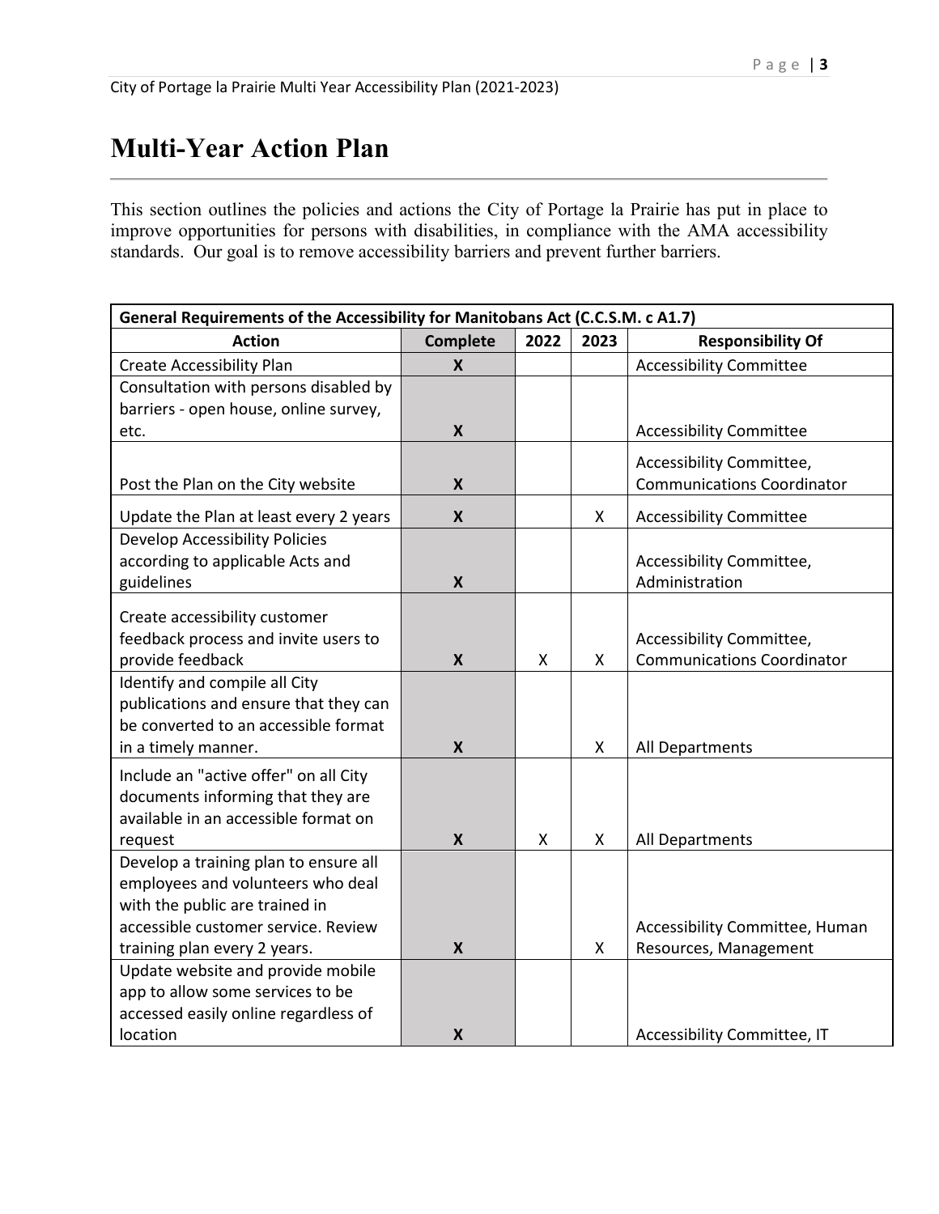# Multi-Year Action Plan

This section outlines the policies and actions the City of Portage la Prairie has put in place to improve opportunities for persons with disabilities, in compliance with the AMA accessibility standards. Our goal is to remove accessibility barriers and prevent further barriers.

| **General Requirements of the Accessibility for Manitobans Act (C.C.S.M. c A1.7)** | | | | |
|---|---|---|---|---|
| **Action** | **Complete** | **2022** | **2023** | **Responsibility Of** |
| Create Accessibility Plan | **X** | | | Accessibility Committee |
| Consultation with persons disabled by barriers - open house, online survey, etc. | **X** | | | Accessibility Committee |
| Post the Plan on the City website | **X** | | | Accessibility Committee, Communications Coordinator |
| Update the Plan at least every 2 years | **X** | | X | Accessibility Committee |
| Develop Accessibility Policies according to applicable Acts and guidelines | **X** | | | Accessibility Committee, Administration |
| Create accessibility customer feedback process and invite users to provide feedback | **X** | X | X | Accessibility Committee, Communications Coordinator |
| Identify and compile all City publications and ensure that they can be converted to an accessible format in a timely manner. | **X** | | X | All Departments |
| Include an "active offer" on all City documents informing that they are available in an accessible format on request | **X** | X | X | All Departments |
| Develop a training plan to ensure all employees and volunteers who deal with the public are trained in accessible customer service. Review training plan every 2 years. | **X** | | X | Accessibility Committee, Human Resources, Management |
| Update website and provide mobile app to allow some services to be accessed easily online regardless of location | **X** | | | Accessibility Committee, IT |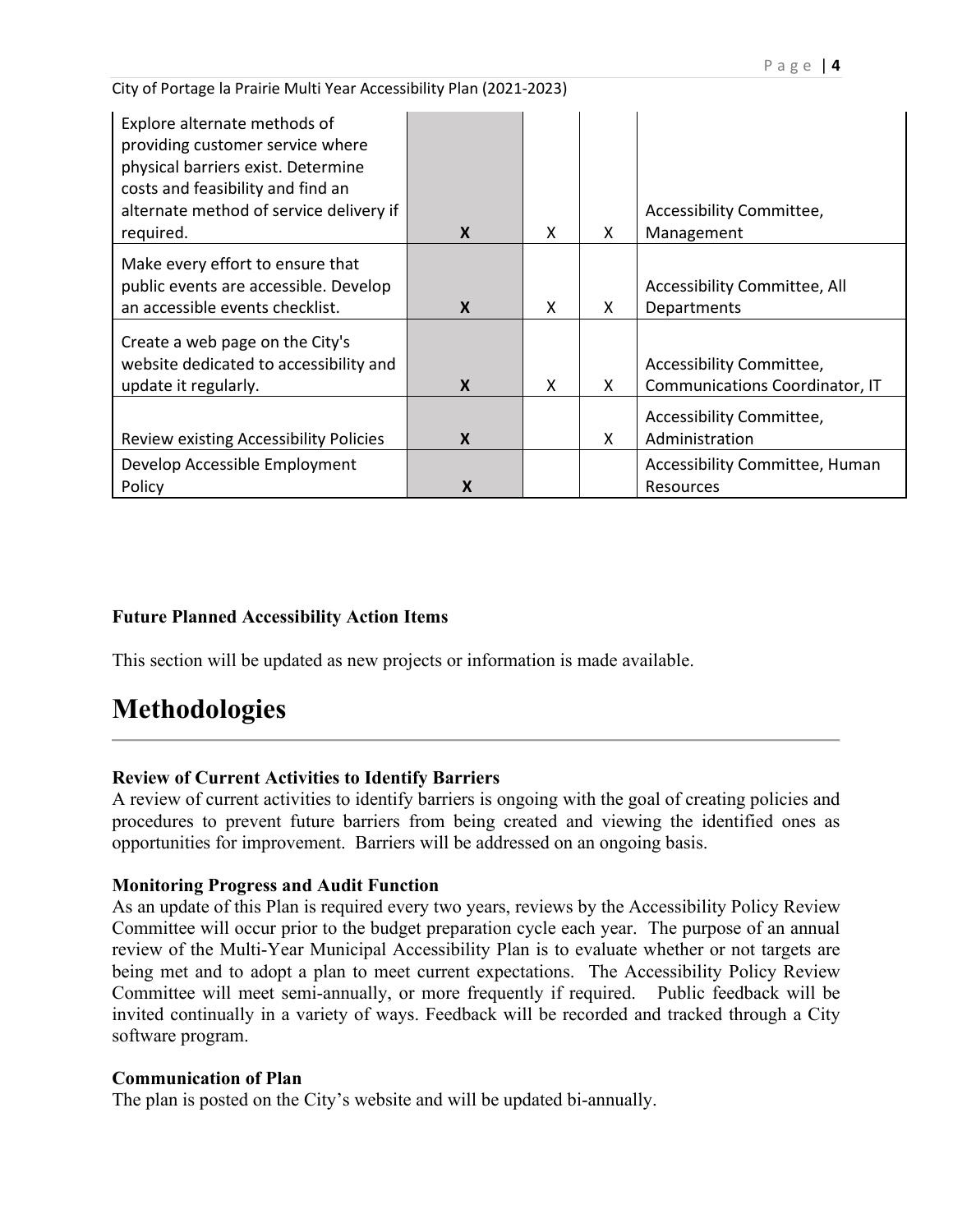| | | | | |
|---|---|---|---|---|
| Explore alternate methods of providing customer service where physical barriers exist. Determine costs and feasibility and find an alternate method of service delivery if required. | **X** | X | X | Accessibility Committee, Management |
| Make every effort to ensure that public events are accessible. Develop an accessible events checklist. | **X** | X | X | Accessibility Committee, All Departments |
| Create a web page on the City's website dedicated to accessibility and update it regularly. | **X** | X | X | Accessibility Committee, Communications Coordinator, IT |
| Review existing Accessibility Policies | **X** | | X | Accessibility Committee, Administration |
| Develop Accessible Employment Policy | **X** | | | Accessibility Committee, Human Resources |

**Future Planned Accessibility Action Items**

This section will be updated as new projects or information is made available.

# Methodologies

**Review of Current Activities to Identify Barriers**

A review of current activities to identify barriers is ongoing with the goal of creating policies and procedures to prevent future barriers from being created and viewing the identified ones as opportunities for improvement. Barriers will be addressed on an ongoing basis.

**Monitoring Progress and Audit Function**

As an update of this Plan is required every two years, reviews by the Accessibility Policy Review Committee will occur prior to the budget preparation cycle each year. The purpose of an annual review of the Multi-Year Municipal Accessibility Plan is to evaluate whether or not targets are being met and to adopt a plan to meet current expectations. The Accessibility Policy Review Committee will meet semi-annually, or more frequently if required. Public feedback will be invited continually in a variety of ways. Feedback will be recorded and tracked through a City software program.

**Communication of Plan**

The plan is posted on the City's website and will be updated bi-annually.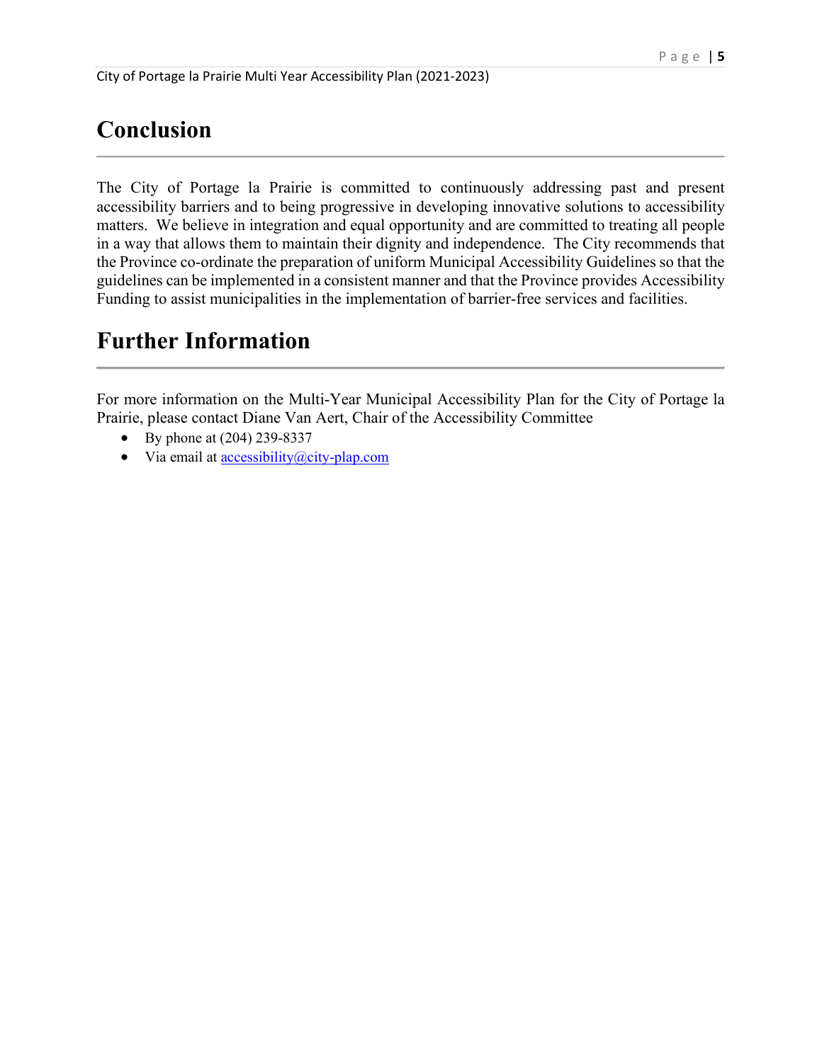# Conclusion

The City of Portage la Prairie is committed to continuously addressing past and present accessibility barriers and to being progressive in developing innovative solutions to accessibility matters. We believe in integration and equal opportunity and are committed to treating all people in a way that allows them to maintain their dignity and independence. The City recommends that the Province co-ordinate the preparation of uniform Municipal Accessibility Guidelines so that the guidelines can be implemented in a consistent manner and that the Province provides Accessibility Funding to assist municipalities in the implementation of barrier-free services and facilities.

# Further Information

For more information on the Multi-Year Municipal Accessibility Plan for the City of Portage la Prairie, please contact Diane Van Aert, Chair of the Accessibility Committee

- By phone at (204) 239-8337
- Via email at accessibility@city-plap.com